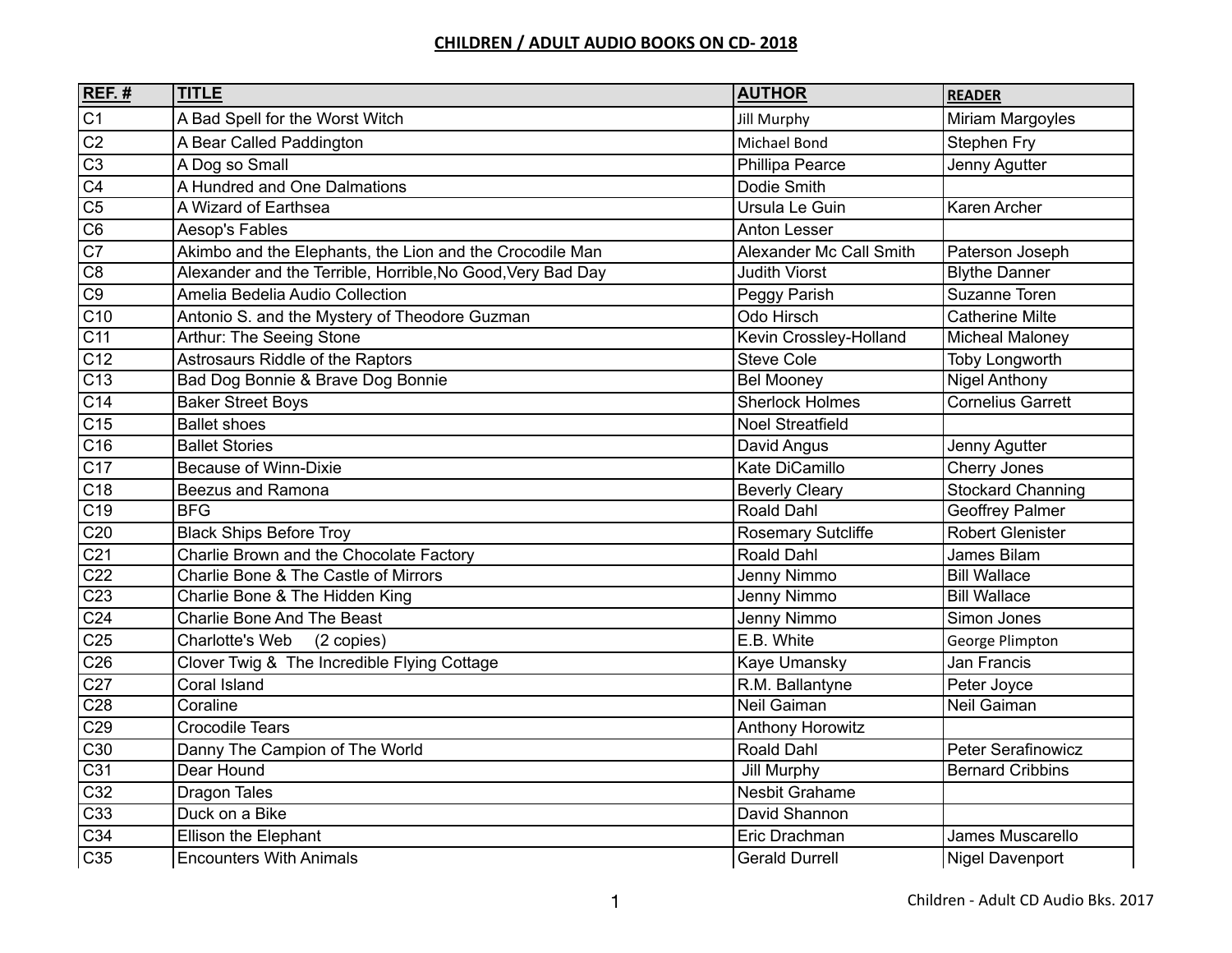# CHILDREN / ADULT AUDIO BOOKS ON CD- 2018

| REF. # | TITLE | AUTHOR | READER |
|---|---|---|---|
| C1 | A Bad Spell for the Worst Witch | Jill Murphy | Miriam Margoyles |
| C2 | A Bear Called Paddington | Michael Bond | Stephen Fry |
| C3 | A Dog so Small | Phillipa Pearce | Jenny Agutter |
| C4 | A Hundred and One Dalmations | Dodie Smith | |
| C5 | A Wizard of Earthsea | Ursula Le Guin | Karen Archer |
| C6 | Aesop's Fables | Anton Lesser | |
| C7 | Akimbo and the Elephants, the Lion and the Crocodile Man | Alexander Mc Call Smith | Paterson Joseph |
| C8 | Alexander and the Terrible, Horrible,No Good,Very Bad Day | Judith Viorst | Blythe Danner |
| C9 | Amelia Bedelia Audio Collection | Peggy Parish | Suzanne Toren |
| C10 | Antonio S. and the Mystery of Theodore Guzman | Odo Hirsch | Catherine Milte |
| C11 | Arthur: The Seeing Stone | Kevin Crossley-Holland | Micheal Maloney |
| C12 | Astrosaurs Riddle of the Raptors | Steve Cole | Toby Longworth |
| C13 | Bad Dog Bonnie & Brave Dog Bonnie | Bel Mooney | Nigel Anthony |
| C14 | Baker Street Boys | Sherlock Holmes | Cornelius Garrett |
| C15 | Ballet shoes | Noel Streatfield | |
| C16 | Ballet Stories | David Angus | Jenny Agutter |
| C17 | Because of Winn-Dixie | Kate DiCamillo | Cherry Jones |
| C18 | Beezus and Ramona | Beverly Cleary | Stockard Channing |
| C19 | BFG | Roald Dahl | Geoffrey Palmer |
| C20 | Black Ships Before Troy | Rosemary Sutcliffe | Robert Glenister |
| C21 | Charlie Brown and the Chocolate Factory | Roald Dahl | James Bilam |
| C22 | Charlie Bone & The Castle of Mirrors | Jenny Nimmo | Bill Wallace |
| C23 | Charlie Bone & The Hidden King | Jenny Nimmo | Bill Wallace |
| C24 | Charlie Bone And The Beast | Jenny Nimmo | Simon Jones |
| C25 | Charlotte's Web (2 copies) | E.B. White | George Plimpton |
| C26 | Clover Twig & The Incredible Flying Cottage | Kaye Umansky | Jan Francis |
| C27 | Coral Island | R.M. Ballantyne | Peter Joyce |
| C28 | Coraline | Neil Gaiman | Neil Gaiman |
| C29 | Crocodile Tears | Anthony Horowitz | |
| C30 | Danny The Campion of The World | Roald Dahl | Peter Serafinowicz |
| C31 | Dear Hound | Jill Murphy | Bernard Cribbins |
| C32 | Dragon Tales | Nesbit Grahame | |
| C33 | Duck on a Bike | David Shannon | |
| C34 | Ellison the Elephant | Eric Drachman | James Muscarello |
| C35 | Encounters With Animals | Gerald Durrell | Nigel Davenport |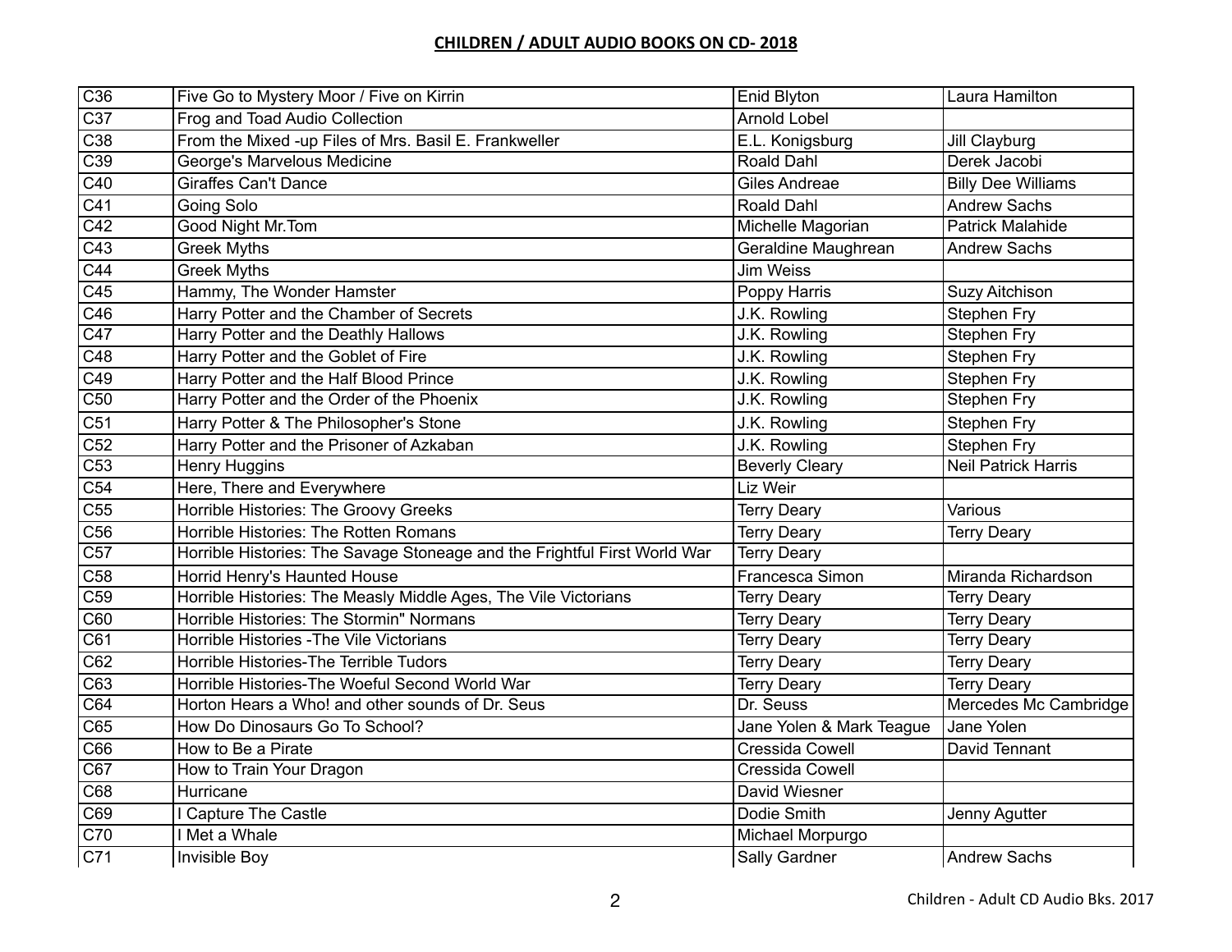**CHILDREN / ADULT AUDIO BOOKS ON CD- 2018**

| | | | |
|---|---|---|---|
| C36 | Five Go to Mystery Moor / Five on Kirrin | Enid Blyton | Laura Hamilton |
| C37 | Frog and Toad Audio Collection | Arnold Lobel | |
| C38 | From the Mixed -up Files of Mrs. Basil E. Frankweller | E.L. Konigsburg | Jill Clayburg |
| C39 | George's Marvelous Medicine | Roald Dahl | Derek Jacobi |
| C40 | Giraffes Can't Dance | Giles Andreae | Billy Dee Williams |
| C41 | Going Solo | Roald Dahl | Andrew Sachs |
| C42 | Good Night Mr.Tom | Michelle Magorian | Patrick Malahide |
| C43 | Greek Myths | Geraldine Maughrean | Andrew Sachs |
| C44 | Greek Myths | Jim Weiss | |
| C45 | Hammy, The Wonder Hamster | Poppy Harris | Suzy Aitchison |
| C46 | Harry Potter and the Chamber of Secrets | J.K. Rowling | Stephen Fry |
| C47 | Harry Potter and the Deathly Hallows | J.K. Rowling | Stephen Fry |
| C48 | Harry Potter and the Goblet of Fire | J.K. Rowling | Stephen Fry |
| C49 | Harry Potter and the Half Blood Prince | J.K. Rowling | Stephen Fry |
| C50 | Harry Potter and the Order of the Phoenix | J.K. Rowling | Stephen Fry |
| C51 | Harry Potter & The Philosopher's Stone | J.K. Rowling | Stephen Fry |
| C52 | Harry Potter and the Prisoner of Azkaban | J.K. Rowling | Stephen Fry |
| C53 | Henry Huggins | Beverly Cleary | Neil Patrick Harris |
| C54 | Here, There and Everywhere | Liz Weir | |
| C55 | Horrible Histories: The Groovy Greeks | Terry Deary | Various |
| C56 | Horrible Histories: The Rotten Romans | Terry Deary | Terry Deary |
| C57 | Horrible Histories: The Savage Stoneage and the Frightful First World War | Terry Deary | |
| C58 | Horrid Henry's Haunted House | Francesca Simon | Miranda Richardson |
| C59 | Horrible Histories: The Measly Middle Ages, The Vile Victorians | Terry Deary | Terry Deary |
| C60 | Horrible Histories: The Stormin" Normans | Terry Deary | Terry Deary |
| C61 | Horrible Histories -The Vile Victorians | Terry Deary | Terry Deary |
| C62 | Horrible Histories-The Terrible Tudors | Terry Deary | Terry Deary |
| C63 | Horrible Histories-The Woeful Second World War | Terry Deary | Terry Deary |
| C64 | Horton Hears a Who! and other sounds of Dr. Seus | Dr. Seuss | Mercedes Mc Cambridge |
| C65 | How Do Dinosaurs Go To School? | Jane Yolen & Mark Teague | Jane Yolen |
| C66 | How to Be a Pirate | Cressida Cowell | David Tennant |
| C67 | How to Train Your Dragon | Cressida Cowell | |
| C68 | Hurricane | David Wiesner | |
| C69 | I Capture The Castle | Dodie Smith | Jenny Agutter |
| C70 | I Met a Whale | Michael Morpurgo | |
| C71 | Invisible Boy | Sally Gardner | Andrew Sachs |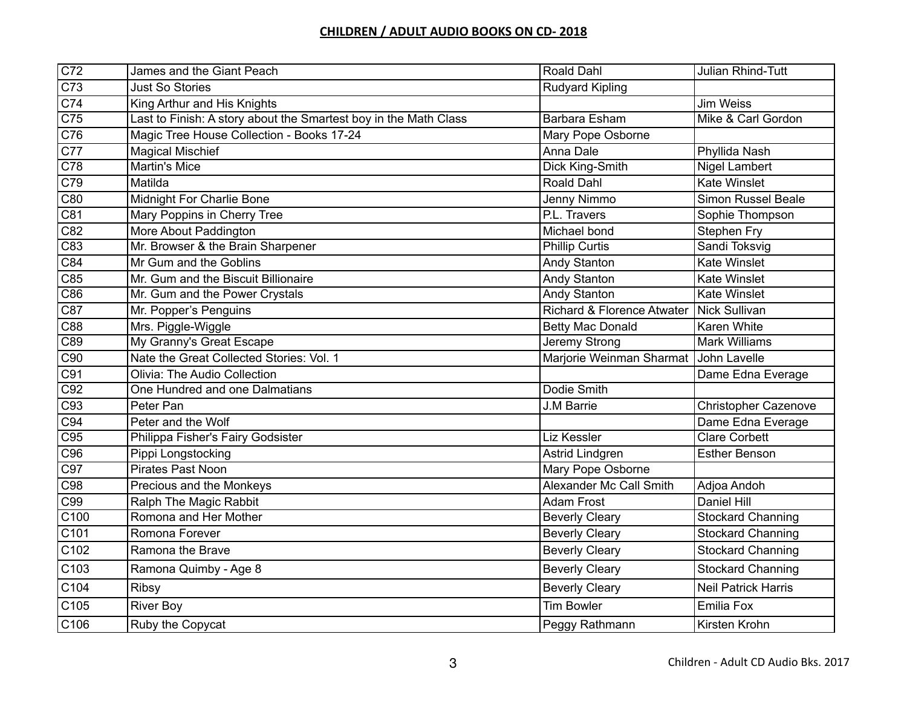## CHILDREN / ADULT AUDIO BOOKS ON CD- 2018

| | | | |
|---|---|---|---|
| C72 | James and the Giant Peach | Roald Dahl | Julian Rhind-Tutt |
| C73 | Just So Stories | Rudyard Kipling | |
| C74 | King Arthur and His Knights | | Jim Weiss |
| C75 | Last to Finish: A story about the Smartest boy in the Math Class | Barbara Esham | Mike & Carl Gordon |
| C76 | Magic Tree House Collection - Books 17-24 | Mary Pope Osborne | |
| C77 | Magical Mischief | Anna Dale | Phyllida Nash |
| C78 | Martin's Mice | Dick King-Smith | Nigel Lambert |
| C79 | Matilda | Roald Dahl | Kate Winslet |
| C80 | Midnight For Charlie Bone | Jenny Nimmo | Simon Russel Beale |
| C81 | Mary Poppins in Cherry Tree | P.L. Travers | Sophie Thompson |
| C82 | More About Paddington | Michael bond | Stephen Fry |
| C83 | Mr. Browser & the Brain Sharpener | Phillip Curtis | Sandi Toksvig |
| C84 | Mr Gum and the Goblins | Andy Stanton | Kate Winslet |
| C85 | Mr. Gum and the Biscuit Billionaire | Andy Stanton | Kate Winslet |
| C86 | Mr. Gum and the Power Crystals | Andy Stanton | Kate Winslet |
| C87 | Mr. Popper's Penguins | Richard & Florence Atwater | Nick Sullivan |
| C88 | Mrs. Piggle-Wiggle | Betty Mac Donald | Karen White |
| C89 | My Granny's Great Escape | Jeremy Strong | Mark Williams |
| C90 | Nate the Great Collected Stories: Vol. 1 | Marjorie Weinman Sharmat | John Lavelle |
| C91 | Olivia: The Audio Collection | | Dame Edna Everage |
| C92 | One Hundred and one Dalmatians | Dodie Smith | |
| C93 | Peter Pan | J.M Barrie | Christopher Cazenove |
| C94 | Peter and the Wolf | | Dame Edna Everage |
| C95 | Philippa Fisher's Fairy Godsister | Liz Kessler | Clare Corbett |
| C96 | Pippi Longstocking | Astrid Lindgren | Esther Benson |
| C97 | Pirates Past Noon | Mary Pope Osborne | |
| C98 | Precious and the Monkeys | Alexander Mc Call Smith | Adjoa Andoh |
| C99 | Ralph The Magic Rabbit | Adam Frost | Daniel Hill |
| C100 | Romona and Her Mother | Beverly Cleary | Stockard Channing |
| C101 | Romona Forever | Beverly Cleary | Stockard Channing |
| C102 | Ramona the Brave | Beverly Cleary | Stockard Channing |
| C103 | Ramona Quimby - Age 8 | Beverly Cleary | Stockard Channing |
| C104 | Ribsy | Beverly Cleary | Neil Patrick Harris |
| C105 | River Boy | Tim Bowler | Emilia Fox |
| C106 | Ruby the Copycat | Peggy Rathmann | Kirsten Krohn |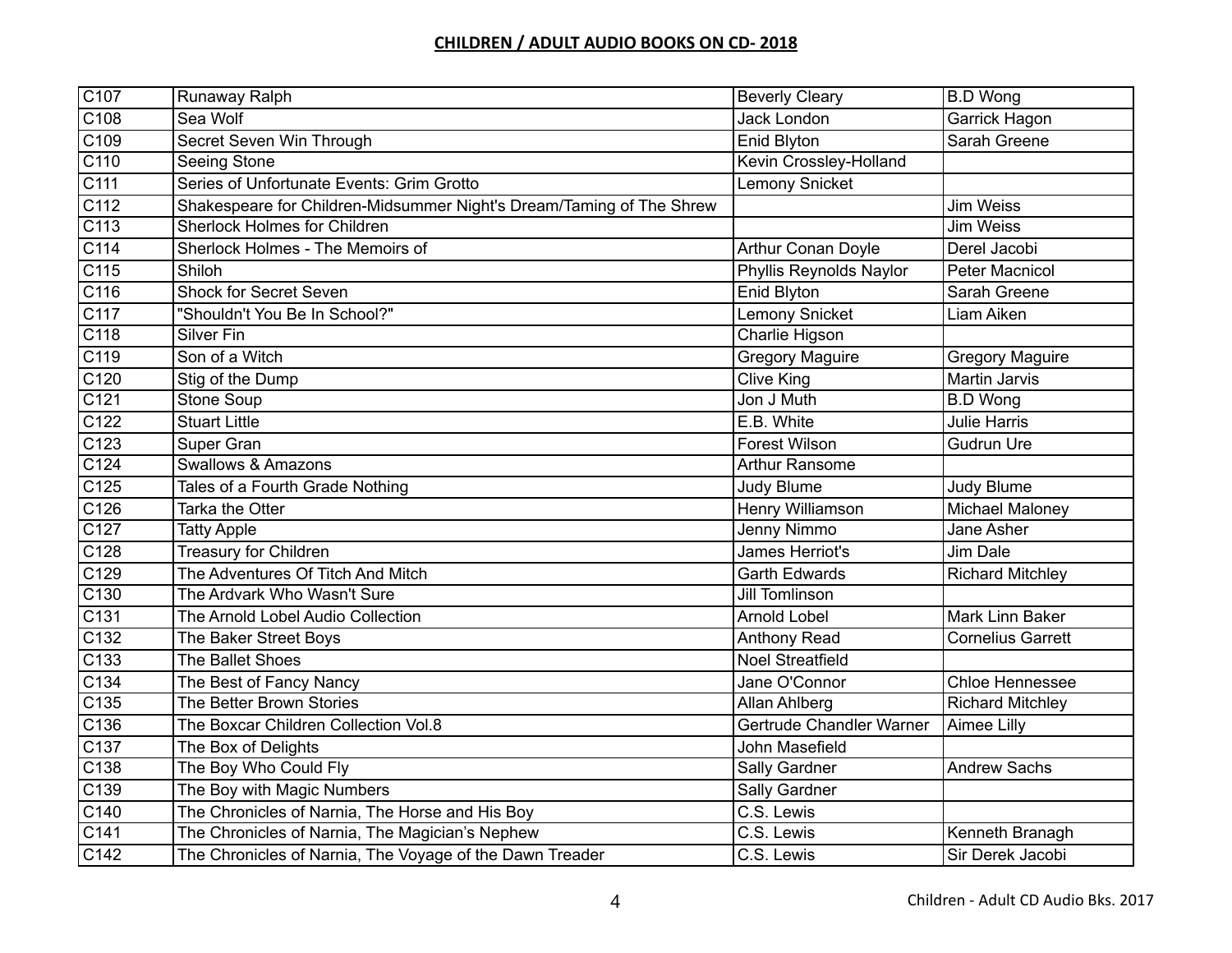## CHILDREN / ADULT AUDIO BOOKS ON CD- 2018

| | | | |
|---|---|---|---|
| C107 | Runaway Ralph | Beverly Cleary | B.D Wong |
| C108 | Sea Wolf | Jack London | Garrick Hagon |
| C109 | Secret Seven Win Through | Enid Blyton | Sarah Greene |
| C110 | Seeing Stone | Kevin Crossley-Holland | |
| C111 | Series of Unfortunate Events: Grim Grotto | Lemony Snicket | |
| C112 | Shakespeare for Children-Midsummer Night's Dream/Taming of The Shrew | | Jim Weiss |
| C113 | Sherlock Holmes for Children | | Jim Weiss |
| C114 | Sherlock Holmes - The Memoirs of | Arthur Conan Doyle | Derel Jacobi |
| C115 | Shiloh | Phyllis Reynolds Naylor | Peter Macnicol |
| C116 | Shock for Secret Seven | Enid Blyton | Sarah Greene |
| C117 | "Shouldn't You Be In School?" | Lemony Snicket | Liam Aiken |
| C118 | Silver Fin | Charlie Higson | |
| C119 | Son of a Witch | Gregory Maguire | Gregory Maguire |
| C120 | Stig of the Dump | Clive King | Martin Jarvis |
| C121 | Stone Soup | Jon J Muth | B.D Wong |
| C122 | Stuart Little | E.B. White | Julie Harris |
| C123 | Super Gran | Forest Wilson | Gudrun Ure |
| C124 | Swallows & Amazons | Arthur Ransome | |
| C125 | Tales of a Fourth Grade Nothing | Judy Blume | Judy Blume |
| C126 | Tarka the Otter | Henry Williamson | Michael Maloney |
| C127 | Tatty Apple | Jenny Nimmo | Jane Asher |
| C128 | Treasury for Children | James Herriot's | Jim Dale |
| C129 | The Adventures Of Titch And Mitch | Garth Edwards | Richard Mitchley |
| C130 | The Ardvark Who Wasn't Sure | Jill Tomlinson | |
| C131 | The Arnold Lobel Audio Collection | Arnold Lobel | Mark Linn Baker |
| C132 | The Baker Street Boys | Anthony Read | Cornelius Garrett |
| C133 | The Ballet Shoes | Noel Streatfield | |
| C134 | The Best of Fancy Nancy | Jane O'Connor | Chloe Hennessee |
| C135 | The Better Brown Stories | Allan Ahlberg | Richard Mitchley |
| C136 | The Boxcar Children Collection Vol.8 | Gertrude Chandler Warner | Aimee Lilly |
| C137 | The Box of Delights | John Masefield | |
| C138 | The Boy Who Could Fly | Sally Gardner | Andrew Sachs |
| C139 | The Boy with Magic Numbers | Sally Gardner | |
| C140 | The Chronicles of Narnia, The Horse and His Boy | C.S. Lewis | |
| C141 | The Chronicles of Narnia, The Magician's Nephew | C.S. Lewis | Kenneth Branagh |
| C142 | The Chronicles of Narnia, The Voyage of the Dawn Treader | C.S. Lewis | Sir Derek Jacobi |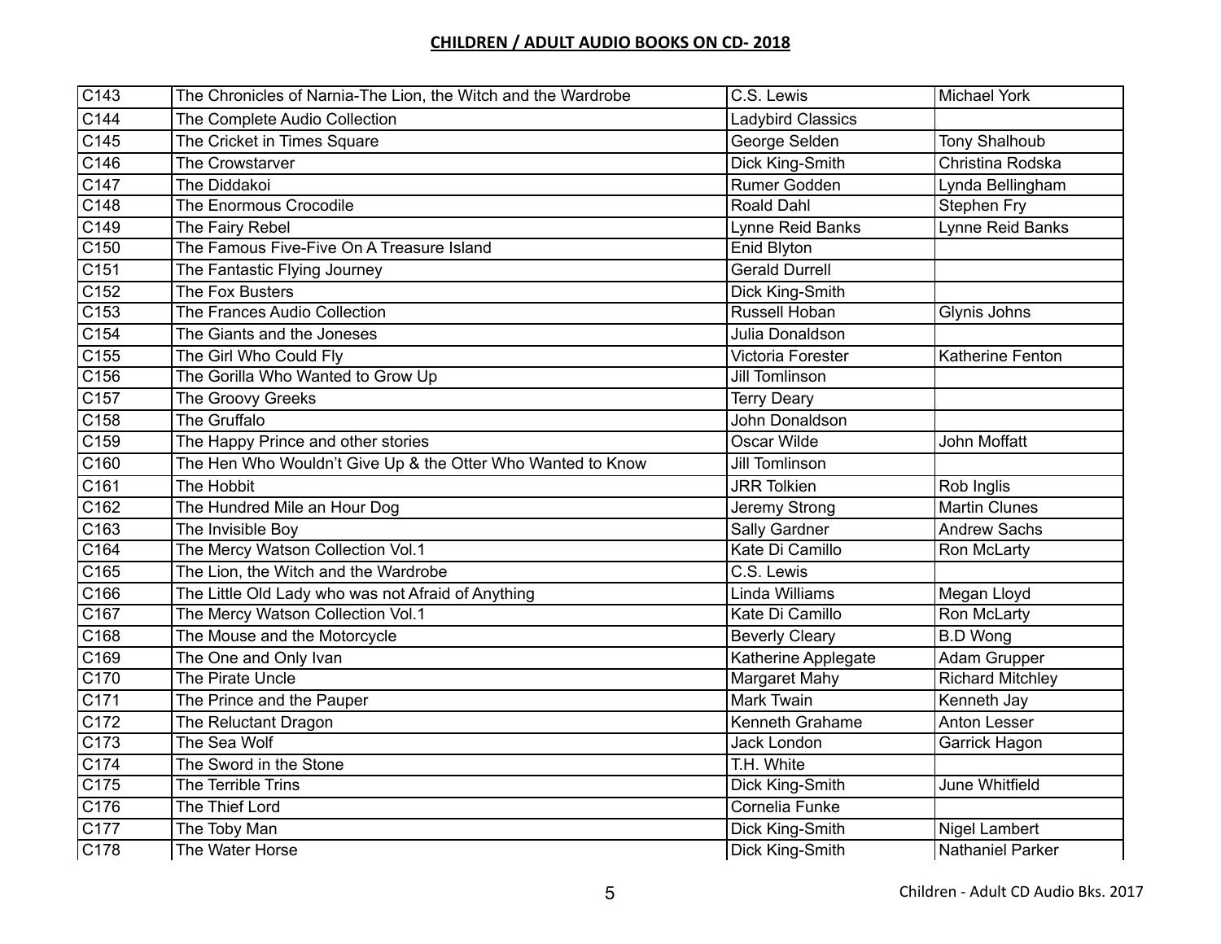**CHILDREN / ADULT AUDIO BOOKS ON CD- 2018**

| | | | |
|---|---|---|---|
| C143 | The Chronicles of Narnia-The Lion, the Witch and the Wardrobe | C.S. Lewis | Michael York |
| C144 | The Complete Audio Collection | Ladybird Classics | |
| C145 | The Cricket in Times Square | George Selden | Tony Shalhoub |
| C146 | The Crowstarver | Dick King-Smith | Christina Rodska |
| C147 | The Diddakoi | Rumer Godden | Lynda Bellingham |
| C148 | The Enormous Crocodile | Roald Dahl | Stephen Fry |
| C149 | The Fairy Rebel | Lynne Reid Banks | Lynne Reid Banks |
| C150 | The Famous Five-Five On A Treasure Island | Enid Blyton | |
| C151 | The Fantastic Flying Journey | Gerald Durrell | |
| C152 | The Fox Busters | Dick King-Smith | |
| C153 | The Frances Audio Collection | Russell Hoban | Glynis Johns |
| C154 | The Giants and the Joneses | Julia Donaldson | |
| C155 | The Girl Who Could Fly | Victoria Forester | Katherine Fenton |
| C156 | The Gorilla Who Wanted to Grow Up | Jill Tomlinson | |
| C157 | The Groovy Greeks | Terry Deary | |
| C158 | The Gruffalo | John Donaldson | |
| C159 | The Happy Prince and other stories | Oscar Wilde | John Moffatt |
| C160 | The Hen Who Wouldn't Give Up & the Otter Who Wanted to Know | Jill Tomlinson | |
| C161 | The Hobbit | JRR Tolkien | Rob Inglis |
| C162 | The Hundred Mile an Hour Dog | Jeremy Strong | Martin Clunes |
| C163 | The Invisible Boy | Sally Gardner | Andrew Sachs |
| C164 | The Mercy Watson Collection Vol.1 | Kate Di Camillo | Ron McLarty |
| C165 | The Lion, the Witch and the Wardrobe | C.S. Lewis | |
| C166 | The Little Old Lady who was not Afraid of Anything | Linda Williams | Megan Lloyd |
| C167 | The Mercy Watson Collection Vol.1 | Kate Di Camillo | Ron McLarty |
| C168 | The Mouse and the Motorcycle | Beverly Cleary | B.D Wong |
| C169 | The One and Only Ivan | Katherine Applegate | Adam Grupper |
| C170 | The Pirate Uncle | Margaret Mahy | Richard Mitchley |
| C171 | The Prince and the Pauper | Mark Twain | Kenneth Jay |
| C172 | The Reluctant Dragon | Kenneth Grahame | Anton Lesser |
| C173 | The Sea Wolf | Jack London | Garrick Hagon |
| C174 | The Sword in the Stone | T.H. White | |
| C175 | The Terrible Trins | Dick King-Smith | June Whitfield |
| C176 | The Thief Lord | Cornelia Funke | |
| C177 | The Toby Man | Dick King-Smith | Nigel Lambert |
| C178 | The Water Horse | Dick King-Smith | Nathaniel Parker |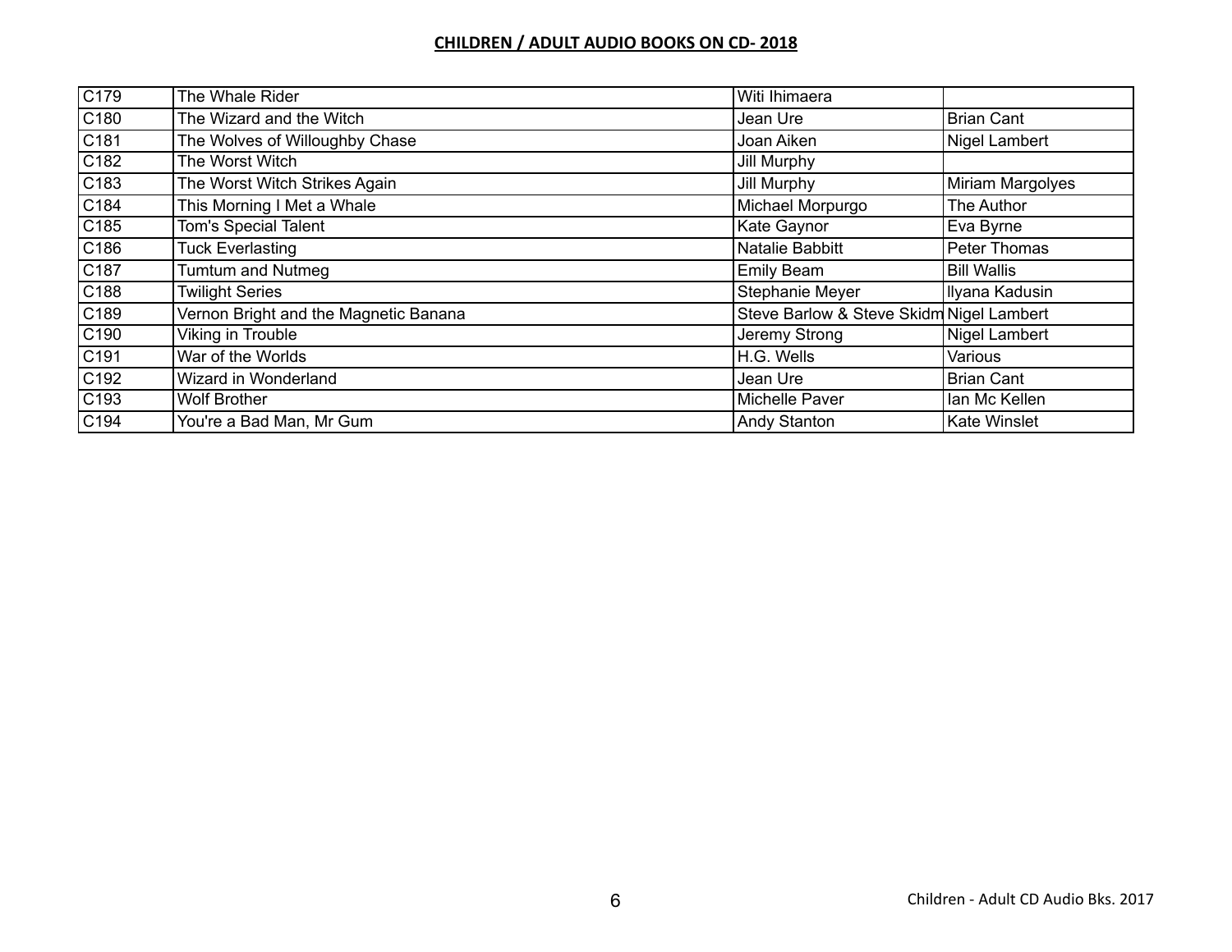**CHILDREN / ADULT AUDIO BOOKS ON CD- 2018**

| | | | |
|---|---|---|---|
| C179 | The Whale Rider | Witi Ihimaera | |
| C180 | The Wizard and the Witch | Jean Ure | Brian Cant |
| C181 | The Wolves of Willoughby Chase | Joan Aiken | Nigel Lambert |
| C182 | The Worst Witch | Jill Murphy | |
| C183 | The Worst Witch Strikes Again | Jill Murphy | Miriam Margolyes |
| C184 | This Morning I Met a Whale | Michael Morpurgo | The Author |
| C185 | Tom's Special Talent | Kate Gaynor | Eva Byrne |
| C186 | Tuck Everlasting | Natalie Babbitt | Peter Thomas |
| C187 | Tumtum and Nutmeg | Emily Beam | Bill Wallis |
| C188 | Twilight Series | Stephanie Meyer | Ilyana Kadusin |
| C189 | Vernon Bright and the Magnetic Banana | Steve Barlow & Steve Skidm | Nigel Lambert |
| C190 | Viking in Trouble | Jeremy Strong | Nigel Lambert |
| C191 | War of the Worlds | H.G. Wells | Various |
| C192 | Wizard in Wonderland | Jean Ure | Brian Cant |
| C193 | Wolf Brother | Michelle Paver | Ian Mc Kellen |
| C194 | You're a Bad Man, Mr Gum | Andy Stanton | Kate Winslet |